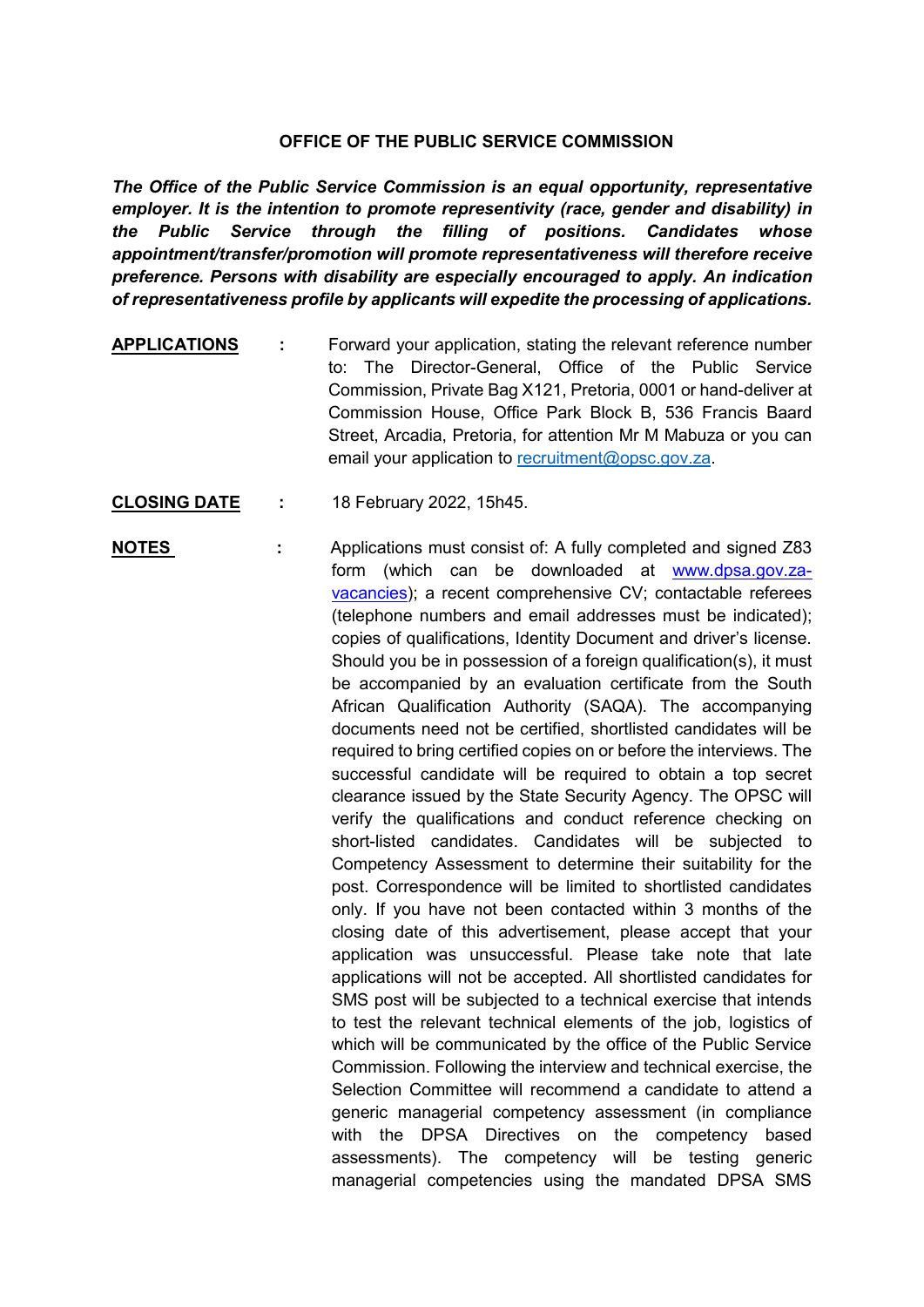# OFFICE OF THE PUBLIC SERVICE COMMISSION

***The Office of the Public Service Commission is an equal opportunity, representative employer. It is the intention to promote representivity (race, gender and disability) in the Public Service through the filling of positions. Candidates whose appointment/transfer/promotion will promote representativeness will therefore receive preference. Persons with disability are especially encouraged to apply. An indication of representativeness profile by applicants will expedite the processing of applications.***

**APPLICATIONS** : Forward your application, stating the relevant reference number to: The Director-General, Office of the Public Service Commission, Private Bag X121, Pretoria, 0001 or hand-deliver at Commission House, Office Park Block B, 536 Francis Baard Street, Arcadia, Pretoria, for attention Mr M Mabuza or you can email your application to recruitment@opsc.gov.za.

**CLOSING DATE** : 18 February 2022, 15h45.

**NOTES** : Applications must consist of: A fully completed and signed Z83 form (which can be downloaded at www.dpsa.gov.za-vacancies); a recent comprehensive CV; contactable referees (telephone numbers and email addresses must be indicated); copies of qualifications, Identity Document and driver's license. Should you be in possession of a foreign qualification(s), it must be accompanied by an evaluation certificate from the South African Qualification Authority (SAQA). The accompanying documents need not be certified, shortlisted candidates will be required to bring certified copies on or before the interviews. The successful candidate will be required to obtain a top secret clearance issued by the State Security Agency. The OPSC will verify the qualifications and conduct reference checking on short-listed candidates. Candidates will be subjected to Competency Assessment to determine their suitability for the post. Correspondence will be limited to shortlisted candidates only. If you have not been contacted within 3 months of the closing date of this advertisement, please accept that your application was unsuccessful. Please take note that late applications will not be accepted. All shortlisted candidates for SMS post will be subjected to a technical exercise that intends to test the relevant technical elements of the job, logistics of which will be communicated by the office of the Public Service Commission. Following the interview and technical exercise, the Selection Committee will recommend a candidate to attend a generic managerial competency assessment (in compliance with the DPSA Directives on the competency based assessments). The competency will be testing generic managerial competencies using the mandated DPSA SMS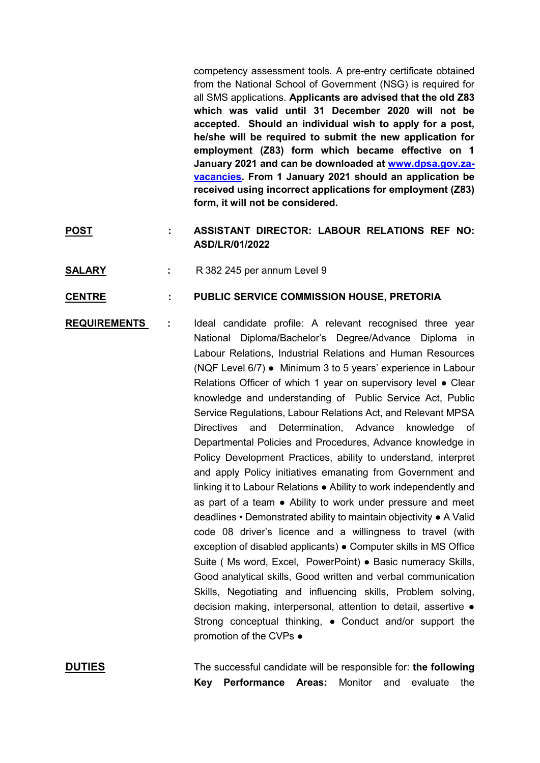competency assessment tools. A pre-entry certificate obtained from the National School of Government (NSG) is required for all SMS applications. **Applicants are advised that the old Z83 which was valid until 31 December 2020 will not be accepted. Should an individual wish to apply for a post, he/she will be required to submit the new application for employment (Z83) form which became effective on 1 January 2021 and can be downloaded at [www.dpsa.gov.za-vacancies](www.dpsa.gov.za-vacancies). From 1 January 2021 should an application be received using incorrect applications for employment (Z83) form, it will not be considered.**

**POST** : **ASSISTANT DIRECTOR: LABOUR RELATIONS REF NO: ASD/LR/01/2022**

**SALARY** : R 382 245 per annum Level 9

**CENTRE** : **PUBLIC SERVICE COMMISSION HOUSE, PRETORIA**

**REQUIREMENTS** : Ideal candidate profile: A relevant recognised three year National Diploma/Bachelor's Degree/Advance Diploma in Labour Relations, Industrial Relations and Human Resources (NQF Level 6/7) ● Minimum 3 to 5 years' experience in Labour Relations Officer of which 1 year on supervisory level ● Clear knowledge and understanding of Public Service Act, Public Service Regulations, Labour Relations Act, and Relevant MPSA Directives and Determination, Advance knowledge of Departmental Policies and Procedures, Advance knowledge in Policy Development Practices, ability to understand, interpret and apply Policy initiatives emanating from Government and linking it to Labour Relations ● Ability to work independently and as part of a team ● Ability to work under pressure and meet deadlines • Demonstrated ability to maintain objectivity ● A Valid code 08 driver's licence and a willingness to travel (with exception of disabled applicants) ● Computer skills in MS Office Suite ( Ms word, Excel, PowerPoint) ● Basic numeracy Skills, Good analytical skills, Good written and verbal communication Skills, Negotiating and influencing skills, Problem solving, decision making, interpersonal, attention to detail, assertive ● Strong conceptual thinking, ● Conduct and/or support the promotion of the CVPs ●

**DUTIES** The successful candidate will be responsible for: **the following Key Performance Areas:** Monitor and evaluate the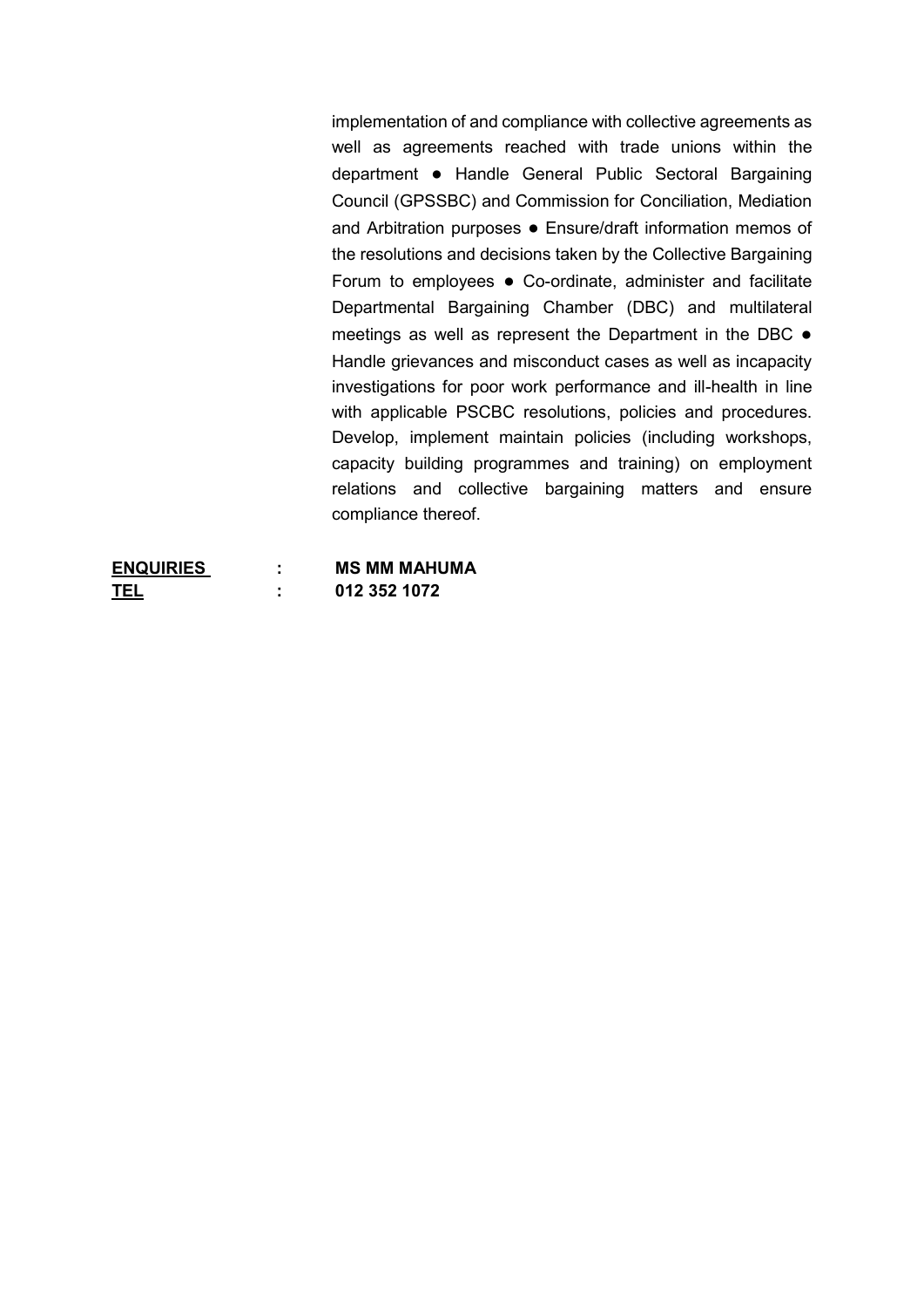implementation of and compliance with collective agreements as well as agreements reached with trade unions within the department ● Handle General Public Sectoral Bargaining Council (GPSSBC) and Commission for Conciliation, Mediation and Arbitration purposes ● Ensure/draft information memos of the resolutions and decisions taken by the Collective Bargaining Forum to employees ● Co-ordinate, administer and facilitate Departmental Bargaining Chamber (DBC) and multilateral meetings as well as represent the Department in the DBC ● Handle grievances and misconduct cases as well as incapacity investigations for poor work performance and ill-health in line with applicable PSCBC resolutions, policies and procedures. Develop, implement maintain policies (including workshops, capacity building programmes and training) on employment relations and collective bargaining matters and ensure compliance thereof.

**ENQUIRIES** : **MS MM MAHUMA**

**TEL** : **012 352 1072**